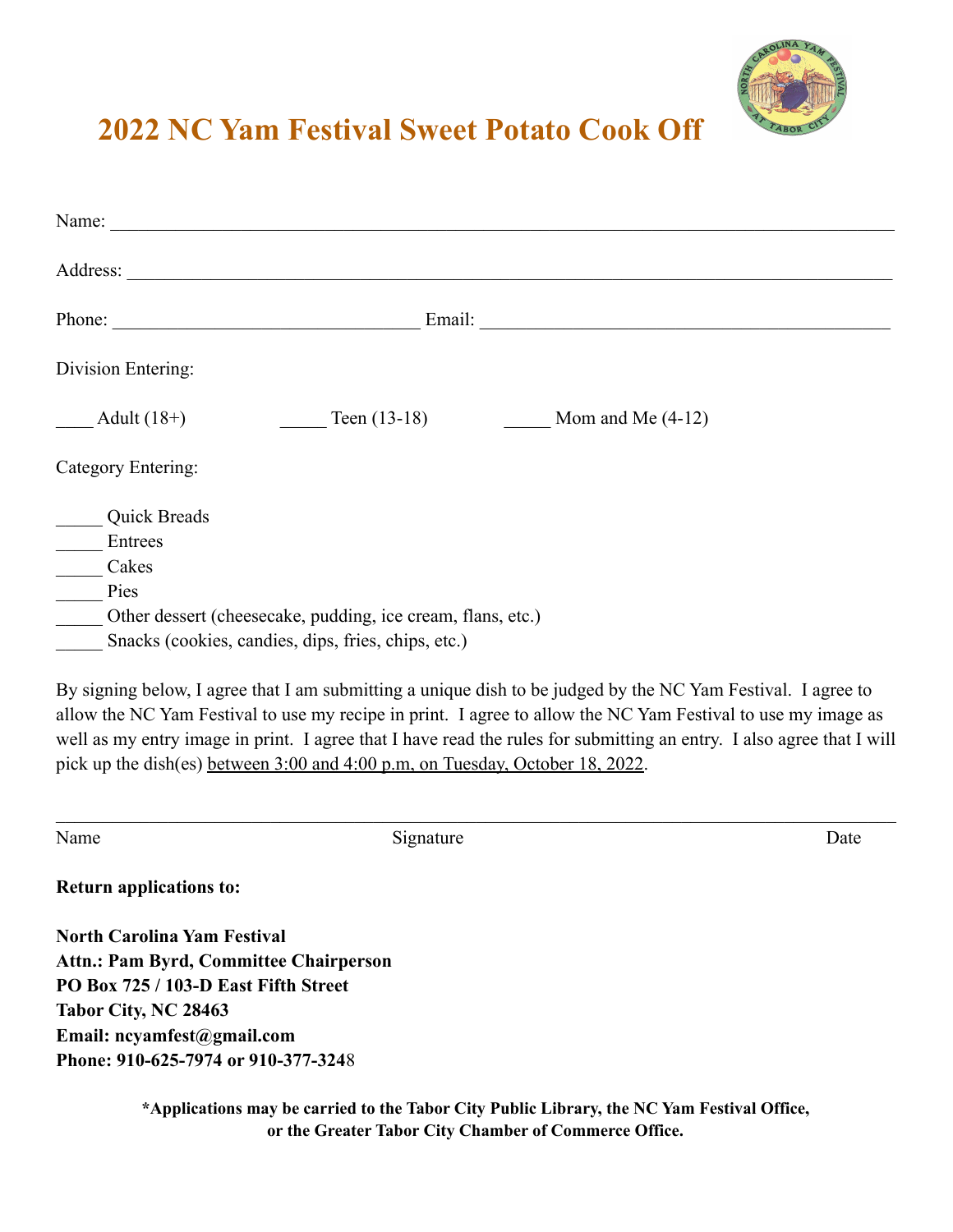# 2022 NC Yam Festival Sweet Potato Cook Off

Name: ____________________________________________________________________________________

Address: __________________________________________________________________________________

Phone: ________________________________ Email: ____________________________________________

Division Entering:

____ Adult (18+)　　　_____ Teen (13-18)　　　_____ Mom and Me (4-12)

Category Entering:

_____ Quick Breads
_____ Entrees
_____ Cakes
_____ Pies
_____ Other dessert (cheesecake, pudding, ice cream, flans, etc.)
_____ Snacks (cookies, candies, dips, fries, chips, etc.)

By signing below, I agree that I am submitting a unique dish to be judged by the NC Yam Festival. I agree to allow the NC Yam Festival to use my recipe in print. I agree to allow the NC Yam Festival to use my image as well as my entry image in print. I agree that I have read the rules for submitting an entry. I also agree that I will pick up the dish(es) <u>between 3:00 and 4:00 p.m, on Tuesday, October 18, 2022</u>.

____________________________________________________________________________________________

Name　　　　　　　　　　　　　　　　Signature　　　　　　　　　　　　　　　　Date

**Return applications to:**

**North Carolina Yam Festival**
**Attn.: Pam Byrd, Committee Chairperson**
**PO Box 725 / 103-D East Fifth Street**
**Tabor City, NC 28463**
**Email: ncyamfest@gmail.com**
**Phone: 910-625-7974 or 910-377-3248**

**\*Applications may be carried to the Tabor City Public Library, the NC Yam Festival Office, or the Greater Tabor City Chamber of Commerce Office.**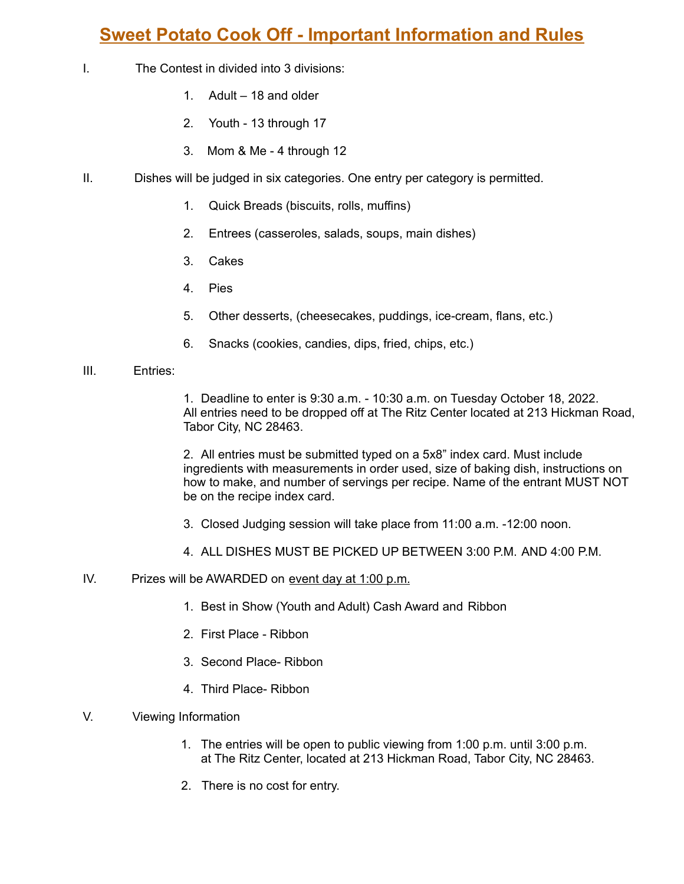# Sweet Potato Cook Off - Important Information and Rules

I. The Contest in divided into 3 divisions:

1. Adult – 18 and older
2. Youth - 13 through 17
3. Mom & Me - 4 through 12

II. Dishes will be judged in six categories. One entry per category is permitted.

1. Quick Breads (biscuits, rolls, muffins)
2. Entrees (casseroles, salads, soups, main dishes)
3. Cakes
4. Pies
5. Other desserts, (cheesecakes, puddings, ice-cream, flans, etc.)
6. Snacks (cookies, candies, dips, fried, chips, etc.)

III. Entries:

1. Deadline to enter is 9:30 a.m. - 10:30 a.m. on Tuesday October 18, 2022. All entries need to be dropped off at The Ritz Center located at 213 Hickman Road, Tabor City, NC 28463.

2. All entries must be submitted typed on a 5x8" index card. Must include ingredients with measurements in order used, size of baking dish, instructions on how to make, and number of servings per recipe. Name of the entrant MUST NOT be on the recipe index card.

3. Closed Judging session will take place from 11:00 a.m. -12:00 noon.

4. ALL DISHES MUST BE PICKED UP BETWEEN 3:00 P.M. AND 4:00 P.M.

IV. Prizes will be AWARDED on event day at 1:00 p.m.

1. Best in Show (Youth and Adult) Cash Award and Ribbon
2. First Place - Ribbon
3. Second Place- Ribbon
4. Third Place- Ribbon

V. Viewing Information

1. The entries will be open to public viewing from 1:00 p.m. until 3:00 p.m. at The Ritz Center, located at 213 Hickman Road, Tabor City, NC 28463.
2. There is no cost for entry.